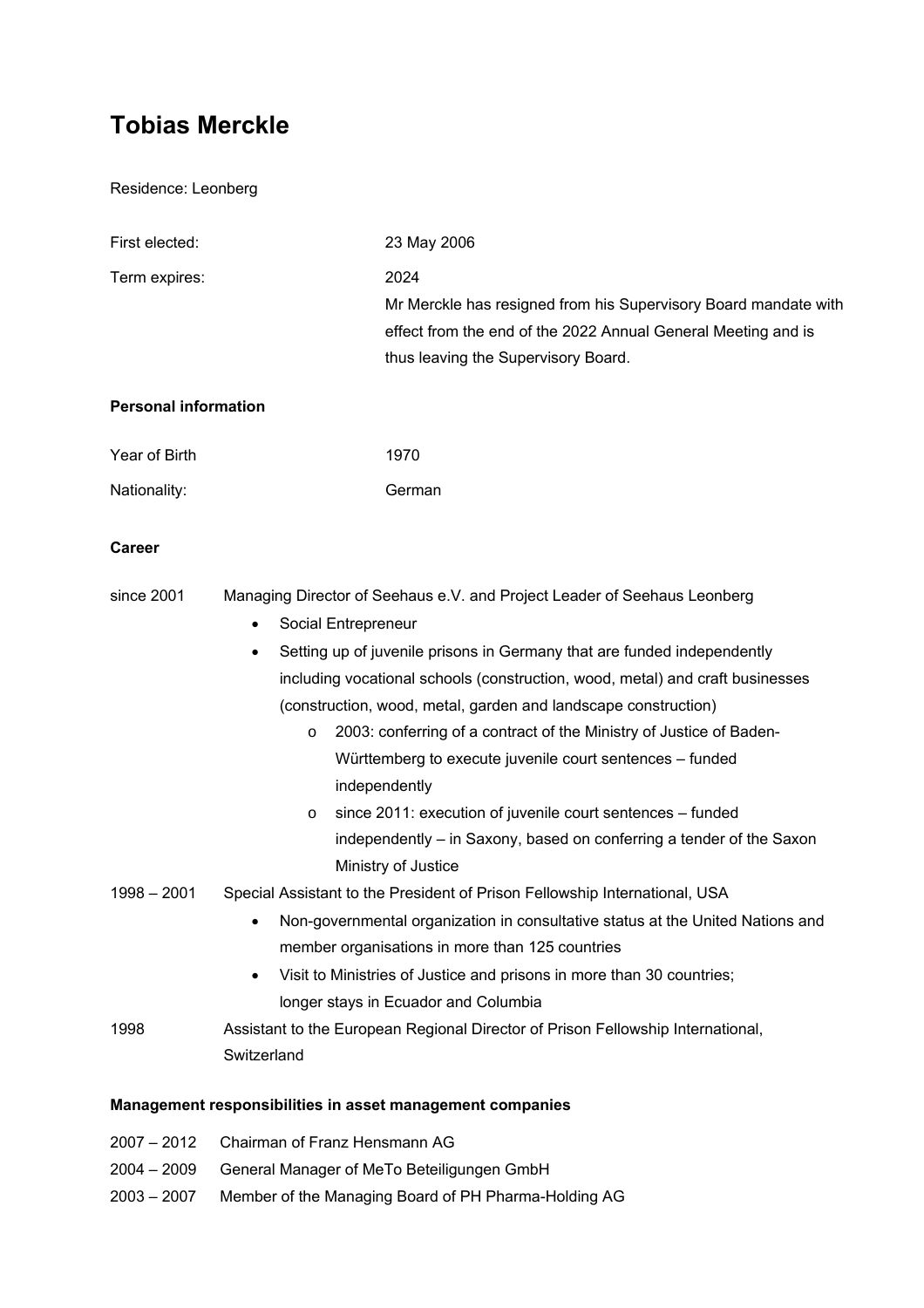# Tobias Merckle

Residence: Leonberg

| | |
|---|---|
| First elected: | 23 May 2006 |
| Term expires: | 2024<br>Mr Merckle has resigned from his Supervisory Board mandate with effect from the end of the 2022 Annual General Meeting and is thus leaving the Supervisory Board. |

**Personal information**

| | |
|---|---|
| Year of Birth | 1970 |
| Nationality: | German |

**Career**

since 2001 Managing Director of Seehaus e.V. and Project Leader of Seehaus Leonberg

- Social Entrepreneur
- Setting up of juvenile prisons in Germany that are funded independently including vocational schools (construction, wood, metal) and craft businesses (construction, wood, metal, garden and landscape construction)
    - 2003: conferring of a contract of the Ministry of Justice of Baden-Württemberg to execute juvenile court sentences – funded independently
    - since 2011: execution of juvenile court sentences – funded independently – in Saxony, based on conferring a tender of the Saxon Ministry of Justice

1998 – 2001 Special Assistant to the President of Prison Fellowship International, USA

- Non-governmental organization in consultative status at the United Nations and member organisations in more than 125 countries
- Visit to Ministries of Justice and prisons in more than 30 countries; longer stays in Ecuador and Columbia

1998 Assistant to the European Regional Director of Prison Fellowship International, Switzerland

**Management responsibilities in asset management companies**

2007 – 2012 Chairman of Franz Hensmann AG

2004 – 2009 General Manager of MeTo Beteiligungen GmbH

2003 – 2007 Member of the Managing Board of PH Pharma-Holding AG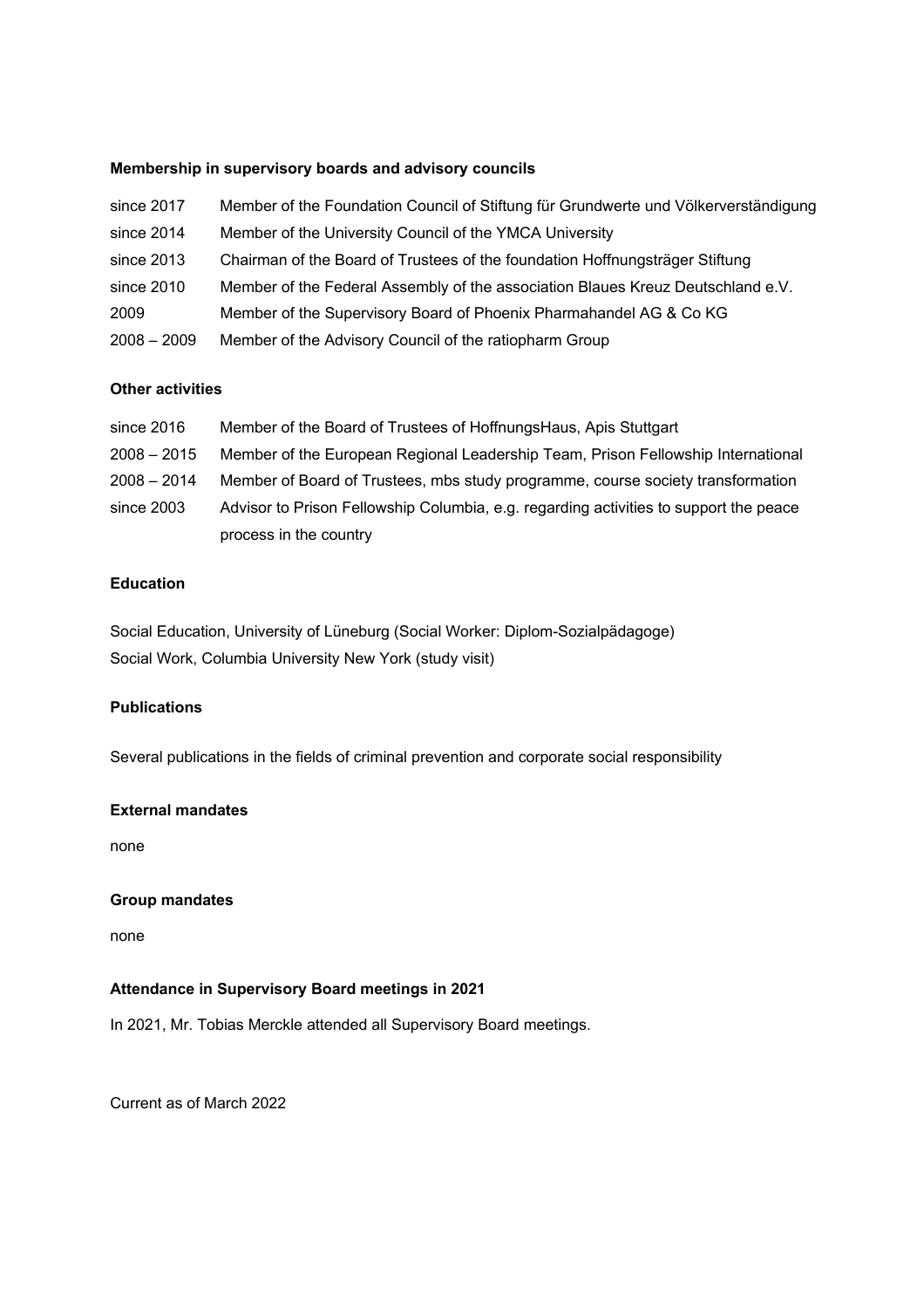**Membership in supervisory boards and advisory councils**

| | |
|---|---|
| since 2017 | Member of the Foundation Council of Stiftung für Grundwerte und Völkerverständigung |
| since 2014 | Member of the University Council of the YMCA University |
| since 2013 | Chairman of the Board of Trustees of the foundation Hoffnungsträger Stiftung |
| since 2010 | Member of the Federal Assembly of the association Blaues Kreuz Deutschland e.V. |
| 2009 | Member of the Supervisory Board of Phoenix Pharmahandel AG & Co KG |
| 2008 – 2009 | Member of the Advisory Council of the ratiopharm Group |

**Other activities**

| | |
|---|---|
| since 2016 | Member of the Board of Trustees of HoffnungsHaus, Apis Stuttgart |
| 2008 – 2015 | Member of the European Regional Leadership Team, Prison Fellowship International |
| 2008 – 2014 | Member of Board of Trustees, mbs study programme, course society transformation |
| since 2003 | Advisor to Prison Fellowship Columbia, e.g. regarding activities to support the peace process in the country |

**Education**

Social Education, University of Lüneburg (Social Worker: Diplom-Sozialpädagoge)
Social Work, Columbia University New York (study visit)

**Publications**

Several publications in the fields of criminal prevention and corporate social responsibility

**External mandates**

none

**Group mandates**

none

**Attendance in Supervisory Board meetings in 2021**

In 2021, Mr. Tobias Merckle attended all Supervisory Board meetings.

Current as of March 2022